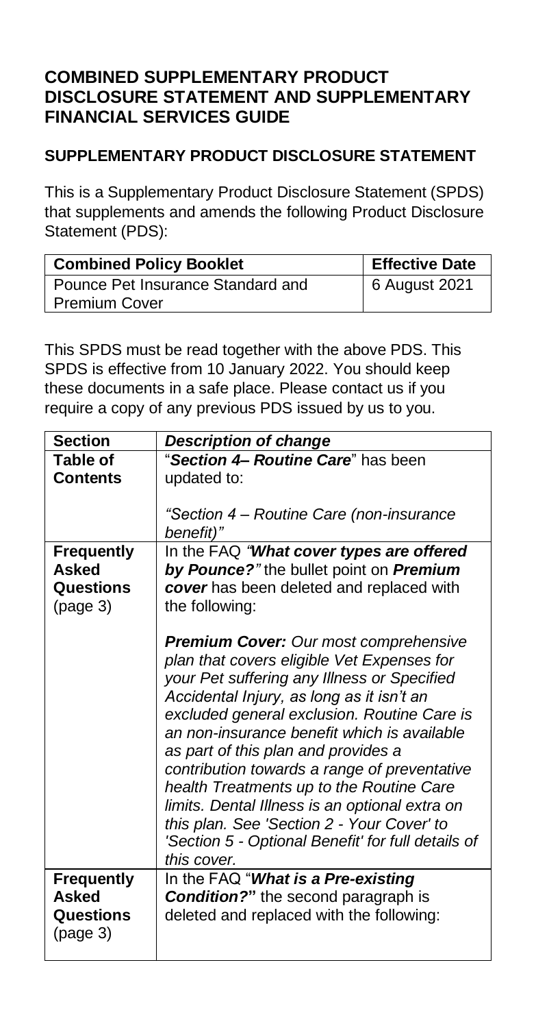## COMBINED SUPPLEMENTARY PRODUCT DISCLOSURE STATEMENT AND SUPPLEMENTARY FINANCIAL SERVICES GUIDE

### SUPPLEMENTARY PRODUCT DISCLOSURE STATEMENT

This is a Supplementary Product Disclosure Statement (SPDS) that supplements and amends the following Product Disclosure Statement (PDS):

| Combined Policy Booklet | Effective Date |
| --- | --- |
| Pounce Pet Insurance Standard and Premium Cover | 6 August 2021 |

This SPDS must be read together with the above PDS. This SPDS is effective from 10 January 2022. You should keep these documents in a safe place. Please contact us if you require a copy of any previous PDS issued by us to you.

| Section | *Description of change* |
| --- | --- |
| **Table of Contents** | "***Section 4– Routine Care***" has been updated to:<br><br>*"Section 4 – Routine Care (non-insurance benefit)"* |
| **Frequently Asked Questions** (page 3) | In the FAQ *"**What cover types are offered by Pounce?**"* the bullet point on ***Premium cover*** has been deleted and replaced with the following:<br><br>***Premium Cover:** Our most comprehensive plan that covers eligible Vet Expenses for your Pet suffering any Illness or Specified Accidental Injury, as long as it isn't an excluded general exclusion. Routine Care is an non-insurance benefit which is available as part of this plan and provides a contribution towards a range of preventative health Treatments up to the Routine Care limits. Dental Illness is an optional extra on this plan. See 'Section 2 - Your Cover' to 'Section 5 - Optional Benefit' for full details of this cover.* |
| **Frequently Asked Questions** (page 3) | In the FAQ "***What is a Pre-existing Condition?***" the second paragraph is deleted and replaced with the following: |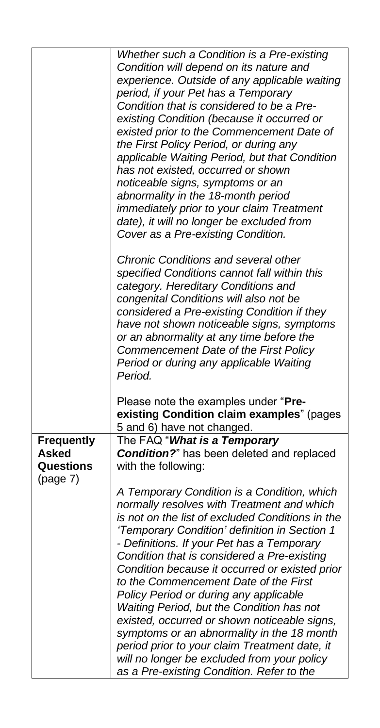| | |
|---|---|
| | *Whether such a Condition is a Pre-existing Condition will depend on its nature and experience. Outside of any applicable waiting period, if your Pet has a Temporary Condition that is considered to be a Pre-existing Condition (because it occurred or existed prior to the Commencement Date of the First Policy Period, or during any applicable Waiting Period, but that Condition has not existed, occurred or shown noticeable signs, symptoms or an abnormality in the 18-month period immediately prior to your claim Treatment date), it will no longer be excluded from Cover as a Pre-existing Condition.*<br><br>*Chronic Conditions and several other specified Conditions cannot fall within this category. Hereditary Conditions and congenital Conditions will also not be considered a Pre-existing Condition if they have not shown noticeable signs, symptoms or an abnormality at any time before the Commencement Date of the First Policy Period or during any applicable Waiting Period.*<br><br>Please note the examples under "**Pre-existing Condition claim examples**" (pages 5 and 6) have not changed. |
| **Frequently Asked Questions** (page 7) | The FAQ "***What is a Temporary Condition?***" has been deleted and replaced with the following:<br><br>*A Temporary Condition is a Condition, which normally resolves with Treatment and which is not on the list of excluded Conditions in the 'Temporary Condition' definition in Section 1 - Definitions. If your Pet has a Temporary Condition that is considered a Pre-existing Condition because it occurred or existed prior to the Commencement Date of the First Policy Period or during any applicable Waiting Period, but the Condition has not existed, occurred or shown noticeable signs, symptoms or an abnormality in the 18 month period prior to your claim Treatment date, it will no longer be excluded from your policy as a Pre-existing Condition. Refer to the* |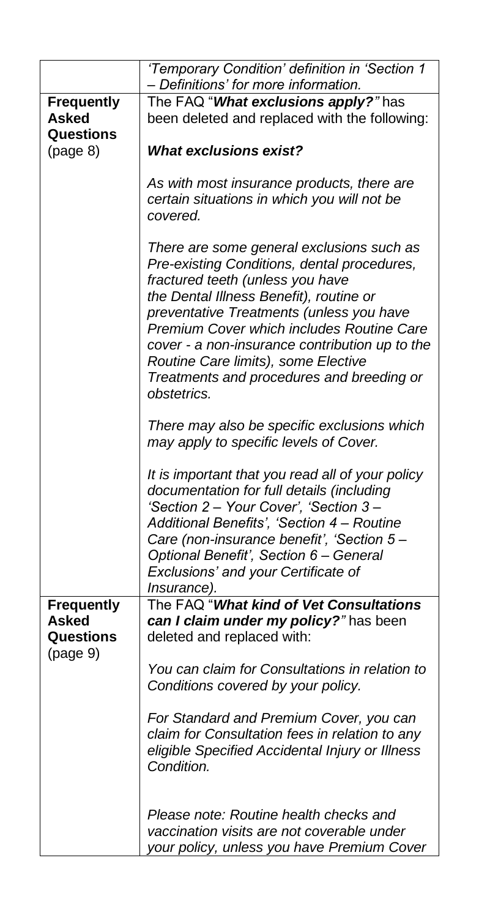| | |
|---|---|
| | *'Temporary Condition' definition in 'Section 1 – Definitions' for more information.* |
| **Frequently Asked Questions** (page 8) | The FAQ "***What exclusions apply?***" has been deleted and replaced with the following:<br><br>***What exclusions exist?***<br><br>*As with most insurance products, there are certain situations in which you will not be covered.*<br><br>*There are some general exclusions such as Pre-existing Conditions, dental procedures, fractured teeth (unless you have the Dental Illness Benefit), routine or preventative Treatments (unless you have Premium Cover which includes Routine Care cover - a non-insurance contribution up to the Routine Care limits), some Elective Treatments and procedures and breeding or obstetrics.*<br><br>*There may also be specific exclusions which may apply to specific levels of Cover.*<br><br>*It is important that you read all of your policy documentation for full details (including 'Section 2 – Your Cover', 'Section 3 – Additional Benefits', 'Section 4 – Routine Care (non-insurance benefit', 'Section 5 – Optional Benefit', Section 6 – General Exclusions' and your Certificate of Insurance).* |
| **Frequently Asked Questions** (page 9) | The FAQ "***What kind of Vet Consultations can I claim under my policy?***" has been deleted and replaced with:<br><br>*You can claim for Consultations in relation to Conditions covered by your policy.*<br><br>*For Standard and Premium Cover, you can claim for Consultation fees in relation to any eligible Specified Accidental Injury or Illness Condition.*<br><br>*Please note: Routine health checks and vaccination visits are not coverable under your policy, unless you have Premium Cover* |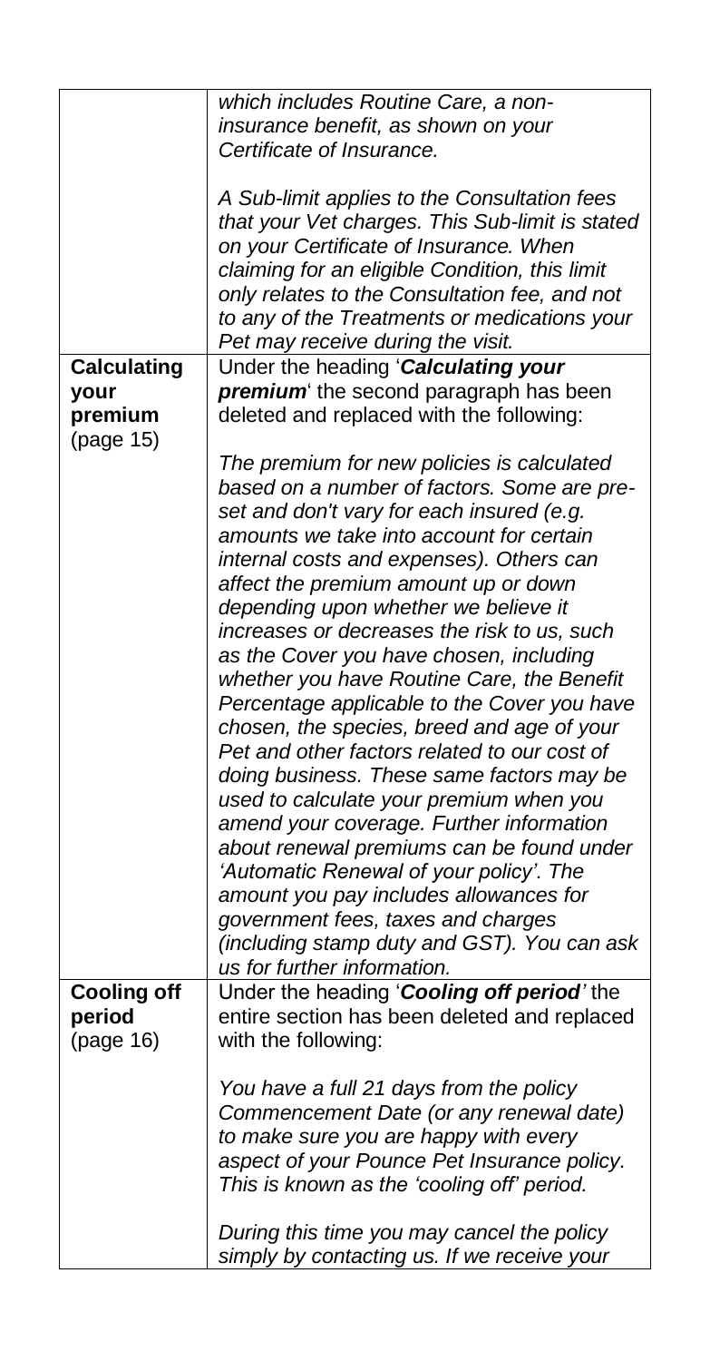| | |
|---|---|
| | *which includes Routine Care, a non-insurance benefit, as shown on your Certificate of Insurance.*<br><br>*A Sub-limit applies to the Consultation fees that your Vet charges. This Sub-limit is stated on your Certificate of Insurance. When claiming for an eligible Condition, this limit only relates to the Consultation fee, and not to any of the Treatments or medications your Pet may receive during the visit.* |
| **Calculating your premium** (page 15) | Under the heading '***Calculating your premium***' the second paragraph has been deleted and replaced with the following:<br><br>*The premium for new policies is calculated based on a number of factors. Some are pre-set and don't vary for each insured (e.g. amounts we take into account for certain internal costs and expenses). Others can affect the premium amount up or down depending upon whether we believe it increases or decreases the risk to us, such as the Cover you have chosen, including whether you have Routine Care, the Benefit Percentage applicable to the Cover you have chosen, the species, breed and age of your Pet and other factors related to our cost of doing business. These same factors may be used to calculate your premium when you amend your coverage. Further information about renewal premiums can be found under 'Automatic Renewal of your policy'. The amount you pay includes allowances for government fees, taxes and charges (including stamp duty and GST). You can ask us for further information.* |
| **Cooling off period** (page 16) | Under the heading '***Cooling off period***' the entire section has been deleted and replaced with the following:<br><br>*You have a full 21 days from the policy Commencement Date (or any renewal date) to make sure you are happy with every aspect of your Pounce Pet Insurance policy. This is known as the 'cooling off' period.*<br><br>*During this time you may cancel the policy simply by contacting us. If we receive your* |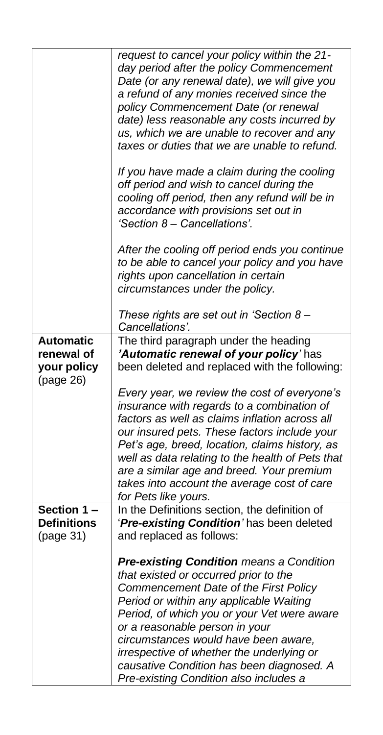| | |
|---|---|
| | *request to cancel your policy within the 21-day period after the policy Commencement Date (or any renewal date), we will give you a refund of any monies received since the policy Commencement Date (or renewal date) less reasonable any costs incurred by us, which we are unable to recover and any taxes or duties that we are unable to refund.*<br><br>*If you have made a claim during the cooling off period and wish to cancel during the cooling off period, then any refund will be in accordance with provisions set out in 'Section 8 – Cancellations'.*<br><br>*After the cooling off period ends you continue to be able to cancel your policy and you have rights upon cancellation in certain circumstances under the policy.*<br><br>*These rights are set out in 'Section 8 – Cancellations'.* |
| **Automatic renewal of your policy** (page 26) | The third paragraph under the heading ***'Automatic renewal of your policy'*** has been deleted and replaced with the following:<br><br>*Every year, we review the cost of everyone's insurance with regards to a combination of factors as well as claims inflation across all our insured pets. These factors include your Pet's age, breed, location, claims history, as well as data relating to the health of Pets that are a similar age and breed. Your premium takes into account the average cost of care for Pets like yours.* |
| **Section 1 – Definitions** (page 31) | In the Definitions section, the definition of '***Pre-existing Condition***' has been deleted and replaced as follows:<br><br>***Pre-existing Condition*** *means a Condition that existed or occurred prior to the Commencement Date of the First Policy Period or within any applicable Waiting Period, of which you or your Vet were aware or a reasonable person in your circumstances would have been aware, irrespective of whether the underlying or causative Condition has been diagnosed. A Pre-existing Condition also includes a* |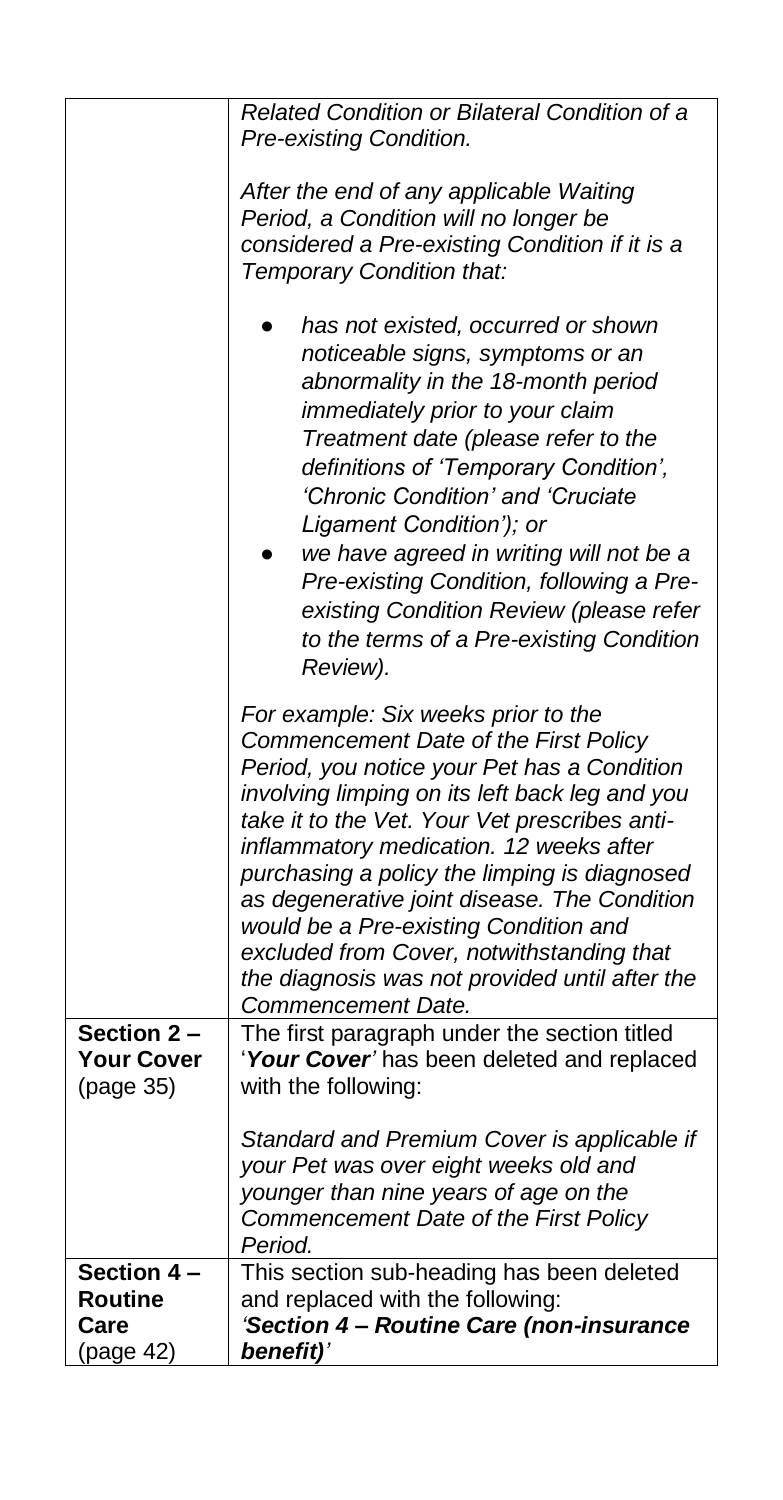| | |
|---|---|
| | *Related Condition or Bilateral Condition of a Pre-existing Condition.*<br><br>*After the end of any applicable Waiting Period, a Condition will no longer be considered a Pre-existing Condition if it is a Temporary Condition that:*<br><br>● *has not existed, occurred or shown noticeable signs, symptoms or an abnormality in the 18-month period immediately prior to your claim Treatment date (please refer to the definitions of 'Temporary Condition', 'Chronic Condition' and 'Cruciate Ligament Condition'); or*<br>● *we have agreed in writing will not be a Pre-existing Condition, following a Pre-existing Condition Review (please refer to the terms of a Pre-existing Condition Review).*<br><br>*For example: Six weeks prior to the Commencement Date of the First Policy Period, you notice your Pet has a Condition involving limping on its left back leg and you take it to the Vet. Your Vet prescribes anti-inflammatory medication. 12 weeks after purchasing a policy the limping is diagnosed as degenerative joint disease. The Condition would be a Pre-existing Condition and excluded from Cover, notwithstanding that the diagnosis was not provided until after the Commencement Date.* |
| **Section 2 – Your Cover** (page 35) | The first paragraph under the section titled '***Your Cover***' has been deleted and replaced with the following:<br><br>*Standard and Premium Cover is applicable if your Pet was over eight weeks old and younger than nine years of age on the Commencement Date of the First Policy Period.* |
| **Section 4 – Routine Care** (page 42) | This section sub-heading has been deleted and replaced with the following:<br>***'Section 4 – Routine Care (non-insurance benefit)'*** |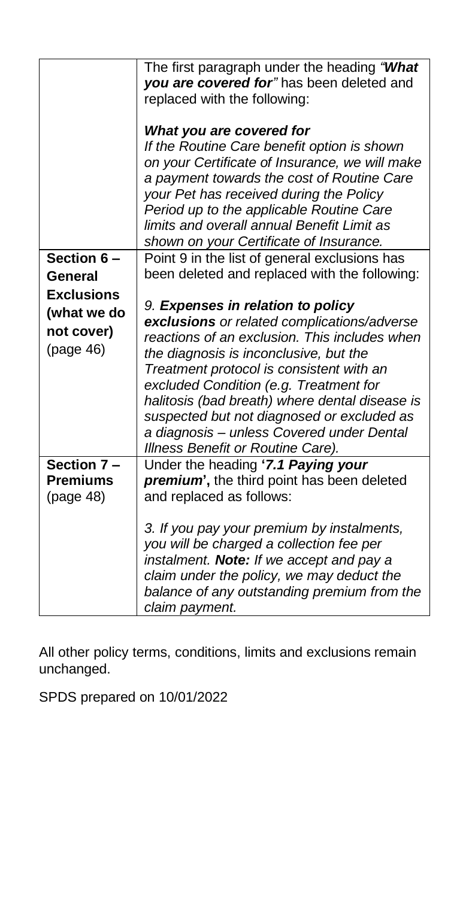| | |
|---|---|
| | The first paragraph under the heading *"**What you are covered for**"* has been deleted and replaced with the following:<br><br>***What you are covered for***<br>*If the Routine Care benefit option is shown on your Certificate of Insurance, we will make a payment towards the cost of Routine Care your Pet has received during the Policy Period up to the applicable Routine Care limits and overall annual Benefit Limit as shown on your Certificate of Insurance.* |
| **Section 6 – General Exclusions (what we do not cover)** (page 46) | Point 9 in the list of general exclusions has been deleted and replaced with the following:<br><br>*9. **Expenses in relation to policy exclusions** or related complications/adverse reactions of an exclusion. This includes when the diagnosis is inconclusive, but the Treatment protocol is consistent with an excluded Condition (e.g. Treatment for halitosis (bad breath) where dental disease is suspected but not diagnosed or excluded as a diagnosis – unless Covered under Dental Illness Benefit or Routine Care).* |
| **Section 7 – Premiums** (page 48) | Under the heading **'*7.1 Paying your premium*'**, the third point has been deleted and replaced as follows:<br><br>*3. If you pay your premium by instalments, you will be charged a collection fee per instalment. **Note:** If we accept and pay a claim under the policy, we may deduct the balance of any outstanding premium from the claim payment.* |

All other policy terms, conditions, limits and exclusions remain unchanged.

SPDS prepared on 10/01/2022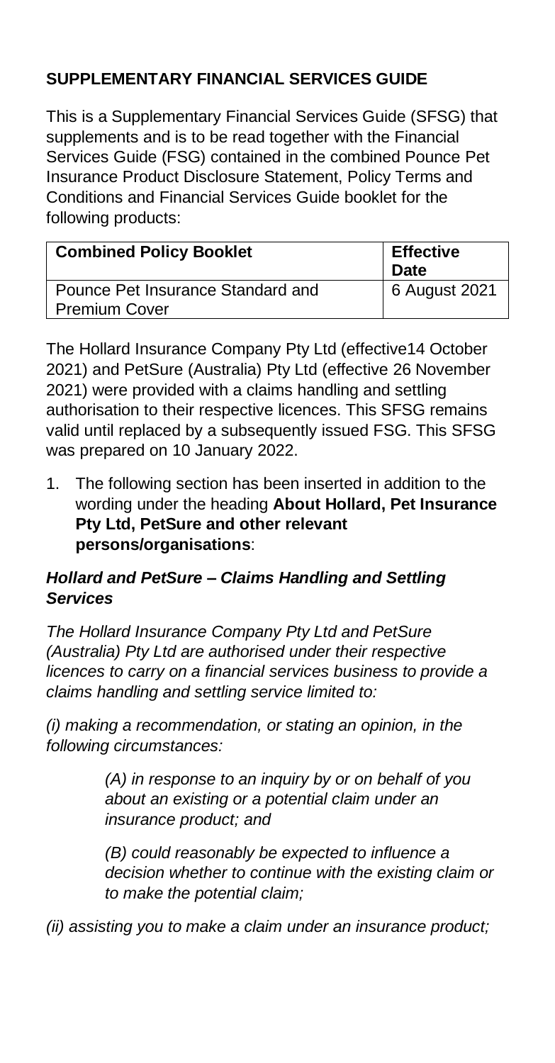## SUPPLEMENTARY FINANCIAL SERVICES GUIDE

This is a Supplementary Financial Services Guide (SFSG) that supplements and is to be read together with the Financial Services Guide (FSG) contained in the combined Pounce Pet Insurance Product Disclosure Statement, Policy Terms and Conditions and Financial Services Guide booklet for the following products:

| Combined Policy Booklet | Effective Date |
| --- | --- |
| Pounce Pet Insurance Standard and Premium Cover | 6 August 2021 |

The Hollard Insurance Company Pty Ltd (effective14 October 2021) and PetSure (Australia) Pty Ltd (effective 26 November 2021) were provided with a claims handling and settling authorisation to their respective licences. This SFSG remains valid until replaced by a subsequently issued FSG. This SFSG was prepared on 10 January 2022.

1. The following section has been inserted in addition to the wording under the heading **About Hollard, Pet Insurance Pty Ltd, PetSure and other relevant persons/organisations**:

***Hollard and PetSure – Claims Handling and Settling Services***

*The Hollard Insurance Company Pty Ltd and PetSure (Australia) Pty Ltd are authorised under their respective licences to carry on a financial services business to provide a claims handling and settling service limited to:*

*(i) making a recommendation, or stating an opinion, in the following circumstances:*

> *(A) in response to an inquiry by or on behalf of you about an existing or a potential claim under an insurance product; and*
>
> *(B) could reasonably be expected to influence a decision whether to continue with the existing claim or to make the potential claim;*

*(ii) assisting you to make a claim under an insurance product;*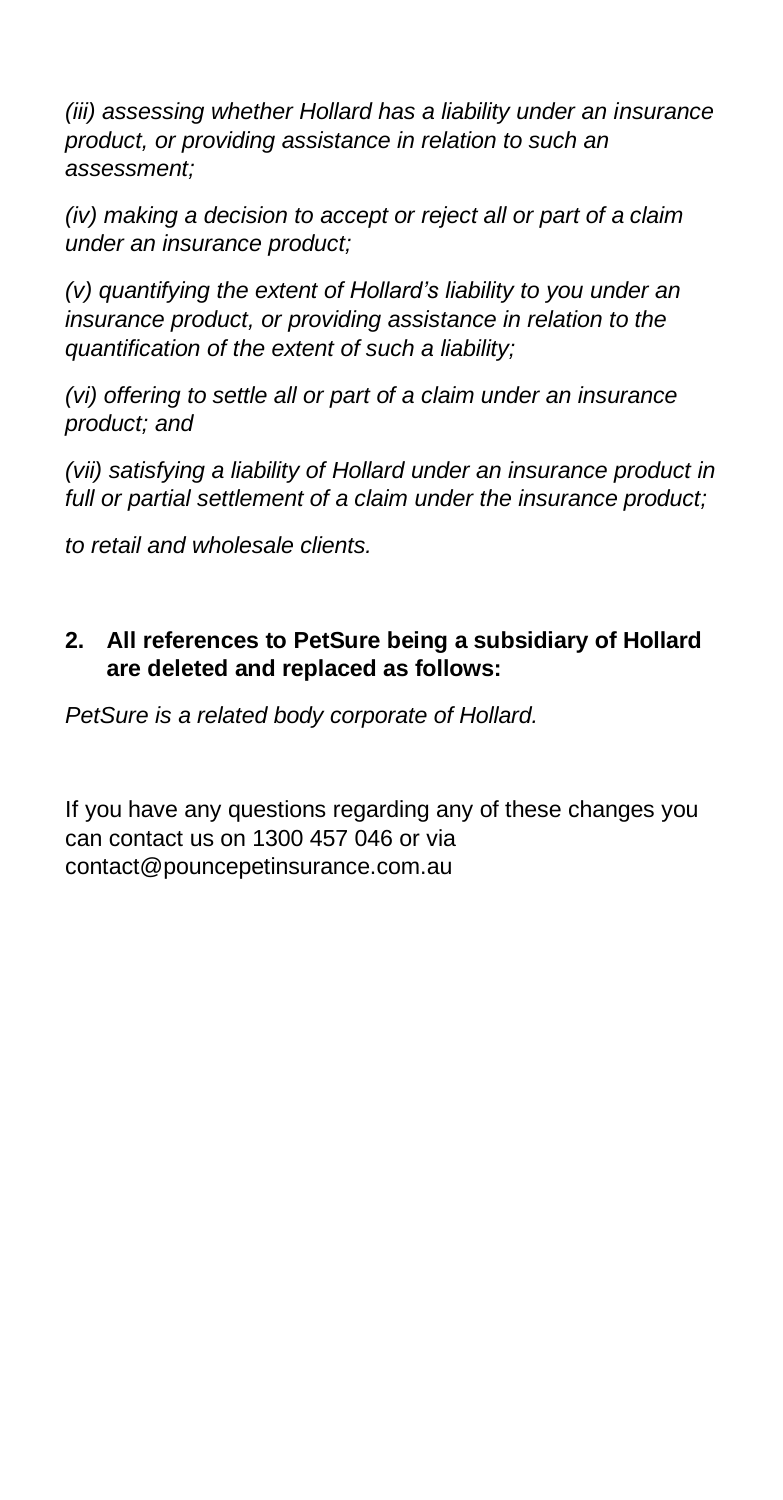*(iii) assessing whether Hollard has a liability under an insurance product, or providing assistance in relation to such an assessment;*

*(iv) making a decision to accept or reject all or part of a claim under an insurance product;*

*(v) quantifying the extent of Hollard's liability to you under an insurance product, or providing assistance in relation to the quantification of the extent of such a liability;*

*(vi) offering to settle all or part of a claim under an insurance product; and*

*(vii) satisfying a liability of Hollard under an insurance product in full or partial settlement of a claim under the insurance product;*

*to retail and wholesale clients.*

**2. All references to PetSure being a subsidiary of Hollard are deleted and replaced as follows:**

*PetSure is a related body corporate of Hollard.*

If you have any questions regarding any of these changes you can contact us on 1300 457 046 or via contact@pouncepetinsurance.com.au